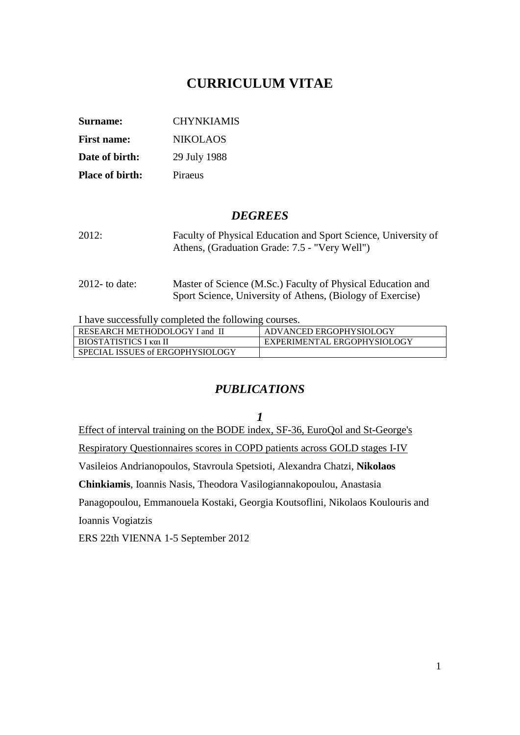# CURRICULUM VITAE

**Surname:** CHYNKIAMIS

**First name:** NIKOLAOS

**Date of birth:** 29 July 1988

**Place of birth:** Piraeus

## *DEGREES*

2012: Faculty of Physical Education and Sport Science, University of Athens, (Graduation Grade: 7.5 - "Very Well")

2012- to date: Master of Science (M.Sc.) Faculty of Physical Education and Sport Science, University of Athens, (Biology of Exercise)

I have successfully completed the following courses.

| | |
|---|---|
| RESEARCH METHODOLOGY I and II | ADVANCED ERGOPHYSIOLOGY |
| BIOSTATISTICS I και II | EXPERIMENTAL ERGOPHYSIOLOGY |
| SPECIAL ISSUES of ERGOPHYSIOLOGY | |

## *PUBLICATIONS*

### *1*

Effect of interval training on the BODE index, SF-36, EuroQol and St-George's Respiratory Questionnaires scores in COPD patients across GOLD stages I-IV

Vasileios Andrianopoulos, Stavroula Spetsioti, Alexandra Chatzi, **Nikolaos Chinkiamis**, Ioannis Nasis, Theodora Vasilogiannakopoulou, Anastasia Panagopoulou, Emmanouela Kostaki, Georgia Koutsoflini, Nikolaos Koulouris and Ioannis Vogiatzis

ERS 22th VIENNA 1-5 September 2012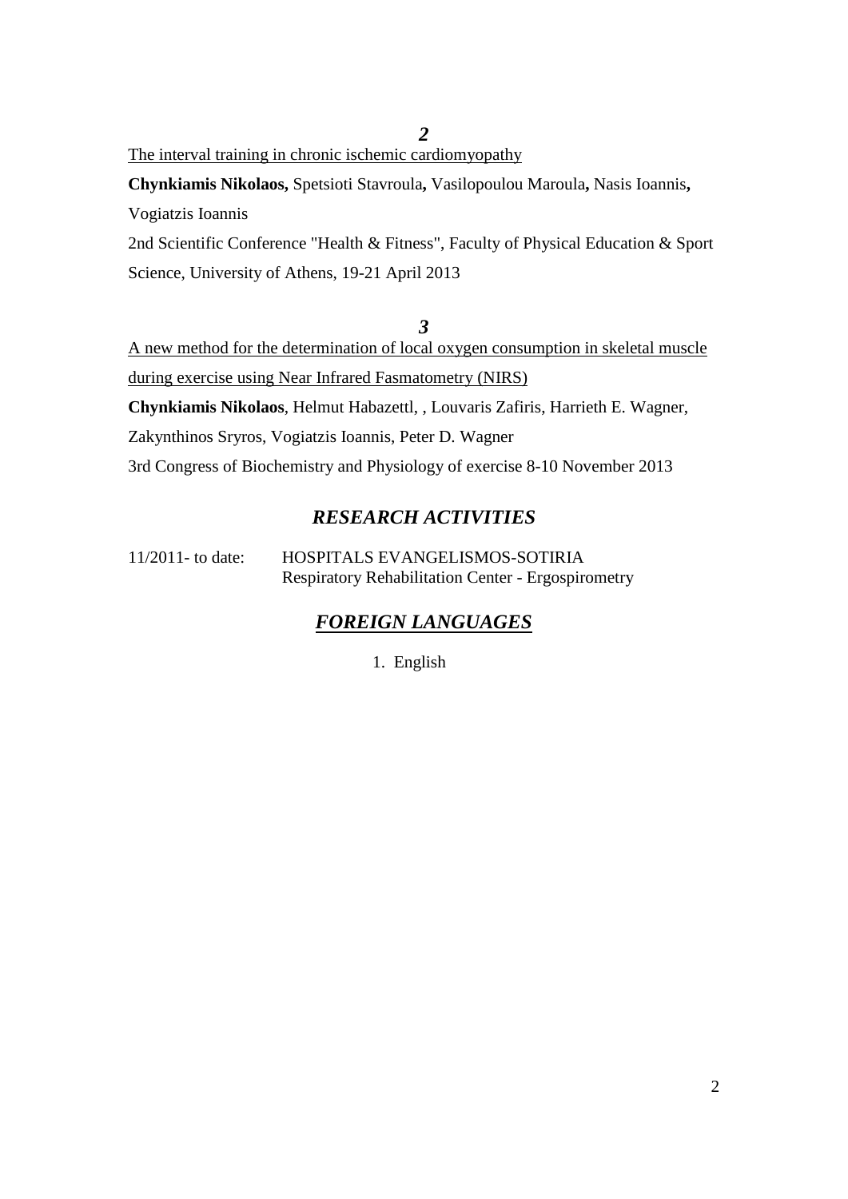***2***

The interval training in chronic ischemic cardiomyopathy

**Chynkiamis Nikolaos,** Spetsioti Stavroula**,** Vasilopoulou Maroula**,** Nasis Ioannis**,** Vogiatzis Ioannis

2nd Scientific Conference "Health & Fitness", Faculty of Physical Education & Sport Science, University of Athens, 19-21 April 2013

***3***

A new method for the determination of local oxygen consumption in skeletal muscle during exercise using Near Infrared Fasmatometry (NIRS)

**Chynkiamis Nikolaos**, Helmut Habazettl, , Louvaris Zafiris, Harrieth E. Wagner, Zakynthinos Sryros, Vogiatzis Ioannis, Peter D. Wagner

3rd Congress of Biochemistry and Physiology of exercise 8-10 November 2013

## *RESEARCH ACTIVITIES*

11/2011- to date: HOSPITALS EVANGELISMOS-SOTIRIA
Respiratory Rehabilitation Center - Ergospirometry

## *FOREIGN LANGUAGES*

1. English